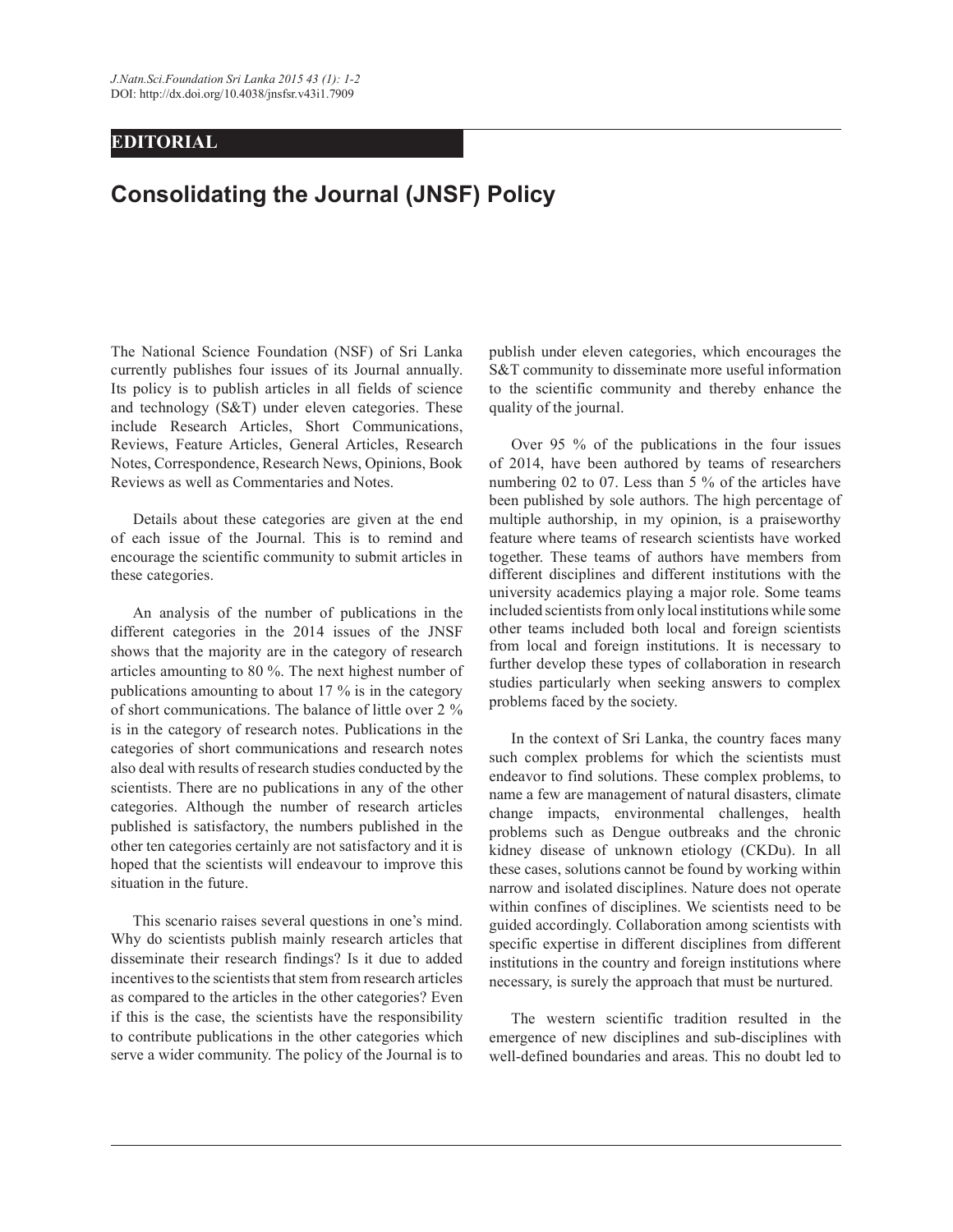EDITORIAL

# Consolidating the Journal (JNSF) Policy

The National Science Foundation (NSF) of Sri Lanka currently publishes four issues of its Journal annually. Its policy is to publish articles in all fields of science and technology (S&T) under eleven categories. These include Research Articles, Short Communications, Reviews, Feature Articles, General Articles, Research Notes, Correspondence, Research News, Opinions, Book Reviews as well as Commentaries and Notes.

Details about these categories are given at the end of each issue of the Journal. This is to remind and encourage the scientific community to submit articles in these categories.

An analysis of the number of publications in the different categories in the 2014 issues of the JNSF shows that the majority are in the category of research articles amounting to 80 %. The next highest number of publications amounting to about 17 % is in the category of short communications. The balance of little over 2 % is in the category of research notes. Publications in the categories of short communications and research notes also deal with results of research studies conducted by the scientists. There are no publications in any of the other categories. Although the number of research articles published is satisfactory, the numbers published in the other ten categories certainly are not satisfactory and it is hoped that the scientists will endeavour to improve this situation in the future.

This scenario raises several questions in one's mind. Why do scientists publish mainly research articles that disseminate their research findings? Is it due to added incentives to the scientists that stem from research articles as compared to the articles in the other categories? Even if this is the case, the scientists have the responsibility to contribute publications in the other categories which serve a wider community. The policy of the Journal is to publish under eleven categories, which encourages the S&T community to disseminate more useful information to the scientific community and thereby enhance the quality of the journal.

Over 95 % of the publications in the four issues of 2014, have been authored by teams of researchers numbering 02 to 07. Less than 5 % of the articles have been published by sole authors. The high percentage of multiple authorship, in my opinion, is a praiseworthy feature where teams of research scientists have worked together. These teams of authors have members from different disciplines and different institutions with the university academics playing a major role. Some teams included scientists from only local institutions while some other teams included both local and foreign scientists from local and foreign institutions. It is necessary to further develop these types of collaboration in research studies particularly when seeking answers to complex problems faced by the society.

In the context of Sri Lanka, the country faces many such complex problems for which the scientists must endeavor to find solutions. These complex problems, to name a few are management of natural disasters, climate change impacts, environmental challenges, health problems such as Dengue outbreaks and the chronic kidney disease of unknown etiology (CKDu). In all these cases, solutions cannot be found by working within narrow and isolated disciplines. Nature does not operate within confines of disciplines. We scientists need to be guided accordingly. Collaboration among scientists with specific expertise in different disciplines from different institutions in the country and foreign institutions where necessary, is surely the approach that must be nurtured.

The western scientific tradition resulted in the emergence of new disciplines and sub-disciplines with well-defined boundaries and areas. This no doubt led to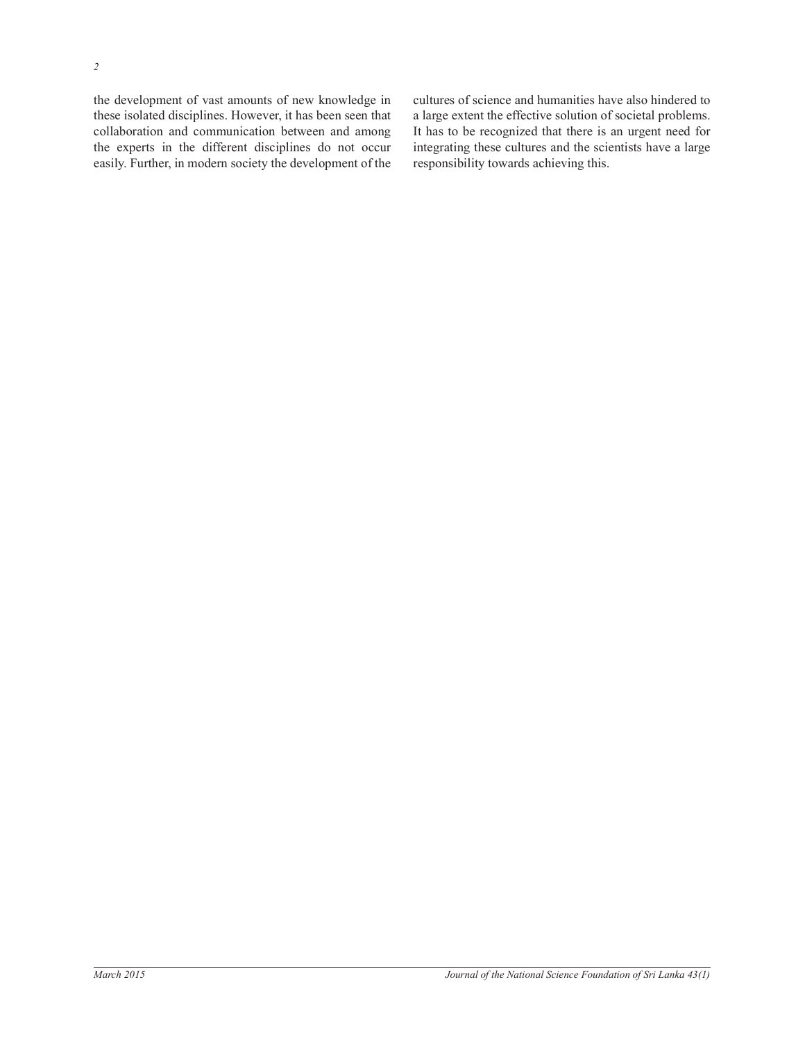the development of vast amounts of new knowledge in these isolated disciplines. However, it has been seen that collaboration and communication between and among the experts in the different disciplines do not occur easily. Further, in modern society the development of the cultures of science and humanities have also hindered to a large extent the effective solution of societal problems. It has to be recognized that there is an urgent need for integrating these cultures and the scientists have a large responsibility towards achieving this.